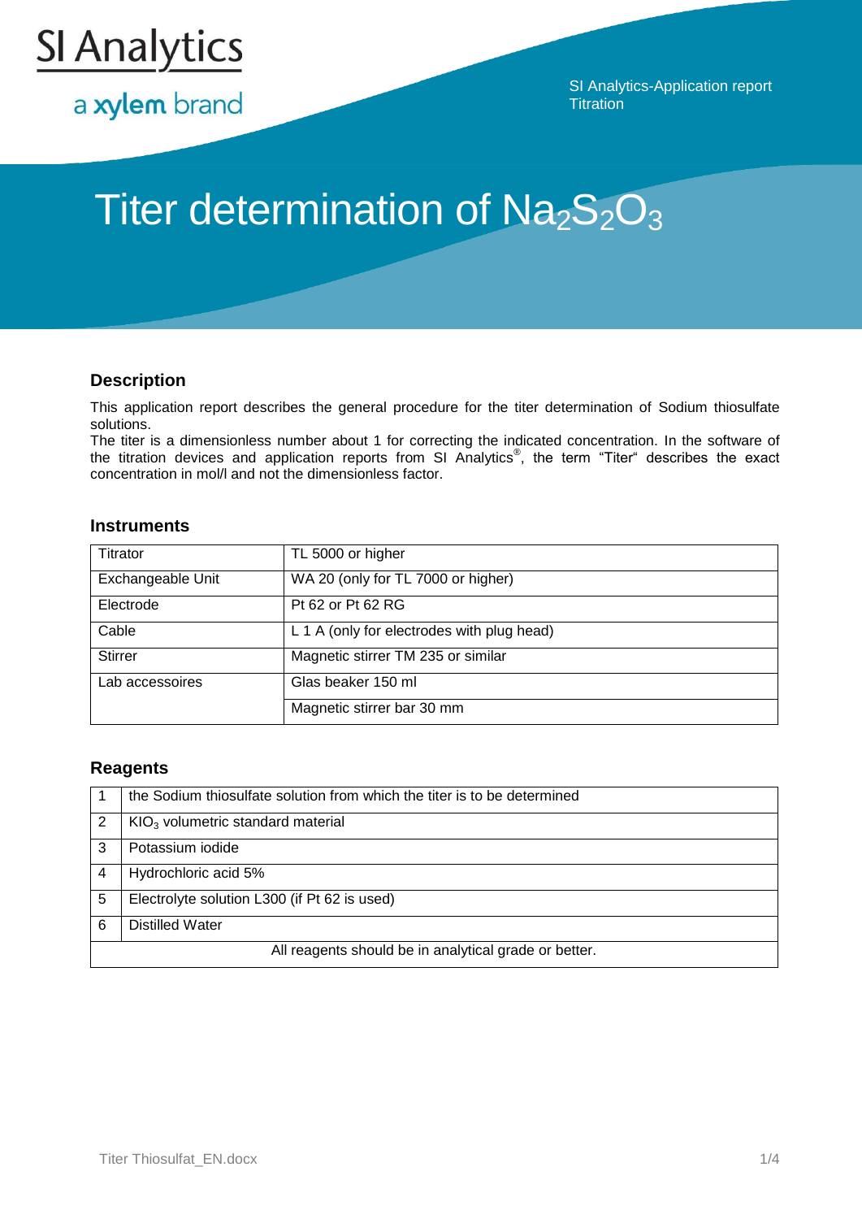SI Analytics

a xylem brand

SI Analytics-Application report
Titration

# Titer determination of $Na_2S_2O_3$

## Description

This application report describes the general procedure for the titer determination of Sodium thiosulfate solutions.
The titer is a dimensionless number about 1 for correcting the indicated concentration. In the software of the titration devices and application reports from SI Analytics®, the term "Titer" describes the exact concentration in mol/l and not the dimensionless factor.

## Instruments

| | |
|---|---|
| Titrator | TL 5000 or higher |
| Exchangeable Unit | WA 20 (only for TL 7000 or higher) |
| Electrode | Pt 62 or Pt 62 RG |
| Cable | L 1 A (only for electrodes with plug head) |
| Stirrer | Magnetic stirrer TM 235 or similar |
| Lab accessoires | Glas beaker 150 ml |
| | Magnetic stirrer bar 30 mm |

## Reagents

| | |
|---|---|
| 1 | the Sodium thiosulfate solution from which the titer is to be determined |
| 2 | $KIO_3$ volumetric standard material |
| 3 | Potassium iodide |
| 4 | Hydrochloric acid 5% |
| 5 | Electrolyte solution L300 (if Pt 62 is used) |
| 6 | Distilled Water |
| All reagents should be in analytical grade or better. | |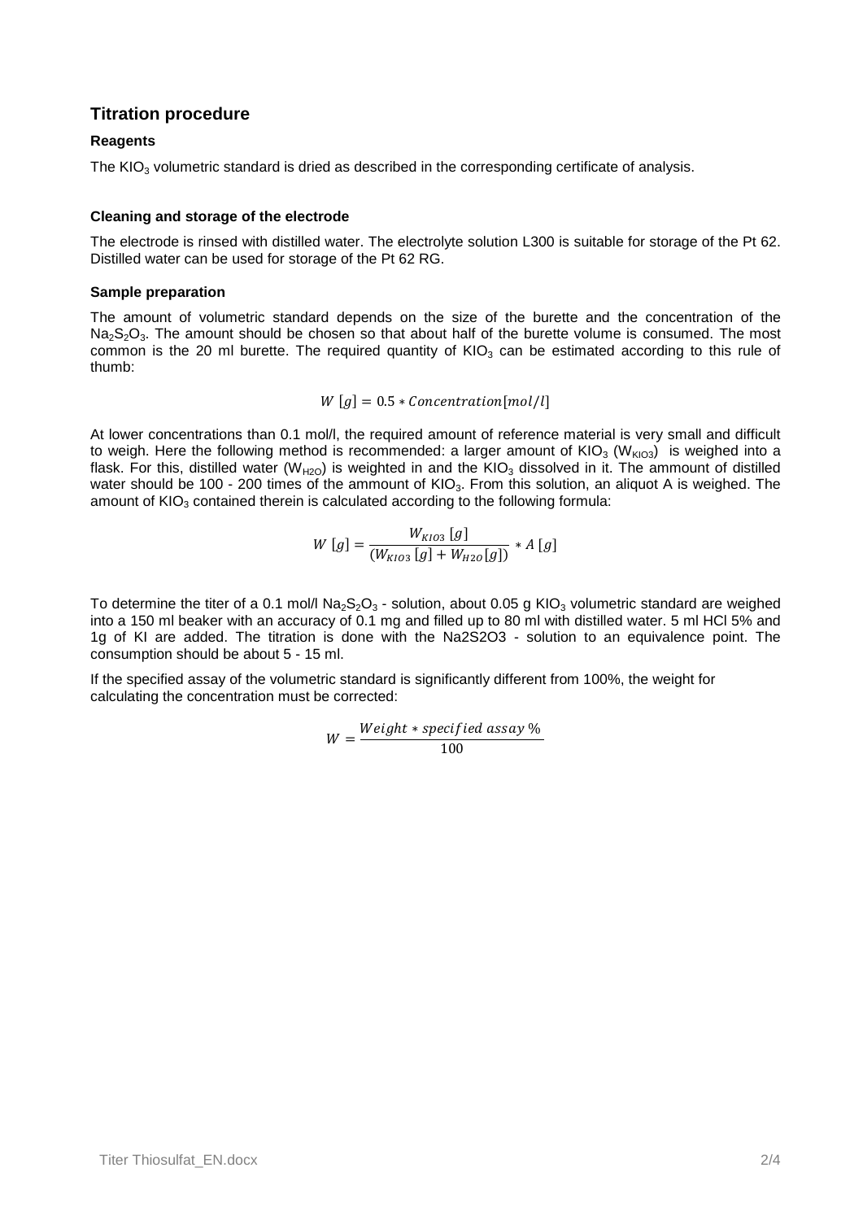## Titration procedure

### Reagents

The $KIO_3$ volumetric standard is dried as described in the corresponding certificate of analysis.

### Cleaning and storage of the electrode

The electrode is rinsed with distilled water. The electrolyte solution L300 is suitable for storage of the Pt 62. Distilled water can be used for storage of the Pt 62 RG.

### Sample preparation

The amount of volumetric standard depends on the size of the burette and the concentration of the $Na_2S_2O_3$. The amount should be chosen so that about half of the burette volume is consumed. The most common is the 20 ml burette. The required quantity of $KIO_3$ can be estimated according to this rule of thumb:

$$W\ [g] = 0.5 * Concentration[mol/l]$$

At lower concentrations than 0.1 mol/l, the required amount of reference material is very small and difficult to weigh. Here the following method is recommended: a larger amount of $KIO_3$ ($W_{KIO3}$) is weighed into a flask. For this, distilled water ($W_{H2O}$) is weighted in and the $KIO_3$ dissolved in it. The ammount of distilled water should be 100 - 200 times of the ammount of $KIO_3$. From this solution, an aliquot A is weighed. The amount of $KIO_3$ contained therein is calculated according to the following formula:

$$W\ [g] = \frac{W_{KIO3}\ [g]}{(W_{KIO3}\ [g] + W_{H2O}[g])} * A\ [g]$$

To determine the titer of a 0.1 mol/l $Na_2S_2O_3$ - solution, about 0.05 g $KIO_3$ volumetric standard are weighed into a 150 ml beaker with an accuracy of 0.1 mg and filled up to 80 ml with distilled water. 5 ml HCl 5% and 1g of KI are added. The titration is done with the Na2S2O3 - solution to an equivalence point. The consumption should be about 5 - 15 ml.

If the specified assay of the volumetric standard is significantly different from 100%, the weight for calculating the concentration must be corrected:

$$W = \frac{Weight * specified\ assay\ \%}{100}$$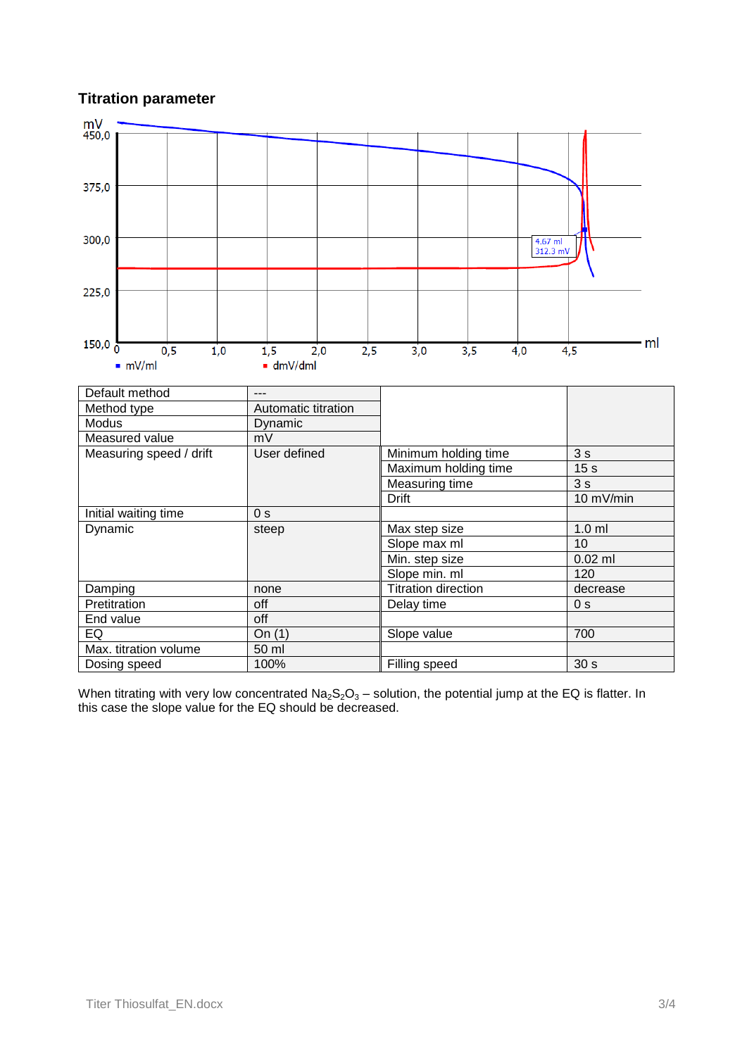## Titration parameter

| Default method | --- | | |
|---|---|---|---|
| Method type | Automatic titration | | |
| Modus | Dynamic | | |
| Measured value | mV | | |
| Measuring speed / drift | User defined | Minimum holding time | 3 s |
| | | Maximum holding time | 15 s |
| | | Measuring time | 3 s |
| | | Drift | 10 mV/min |
| Initial waiting time | 0 s | | |
| Dynamic | steep | Max step size | 1.0 ml |
| | | Slope max ml | 10 |
| | | Min. step size | 0.02 ml |
| | | Slope min. ml | 120 |
| Damping | none | Titration direction | decrease |
| Pretitration | off | Delay time | 0 s |
| End value | off | | |
| EQ | On (1) | Slope value | 700 |
| Max. titration volume | 50 ml | | |
| Dosing speed | 100% | Filling speed | 30 s |

When titrating with very low concentrated $Na_2S_2O_3$ – solution, the potential jump at the EQ is flatter. In this case the slope value for the EQ should be decreased.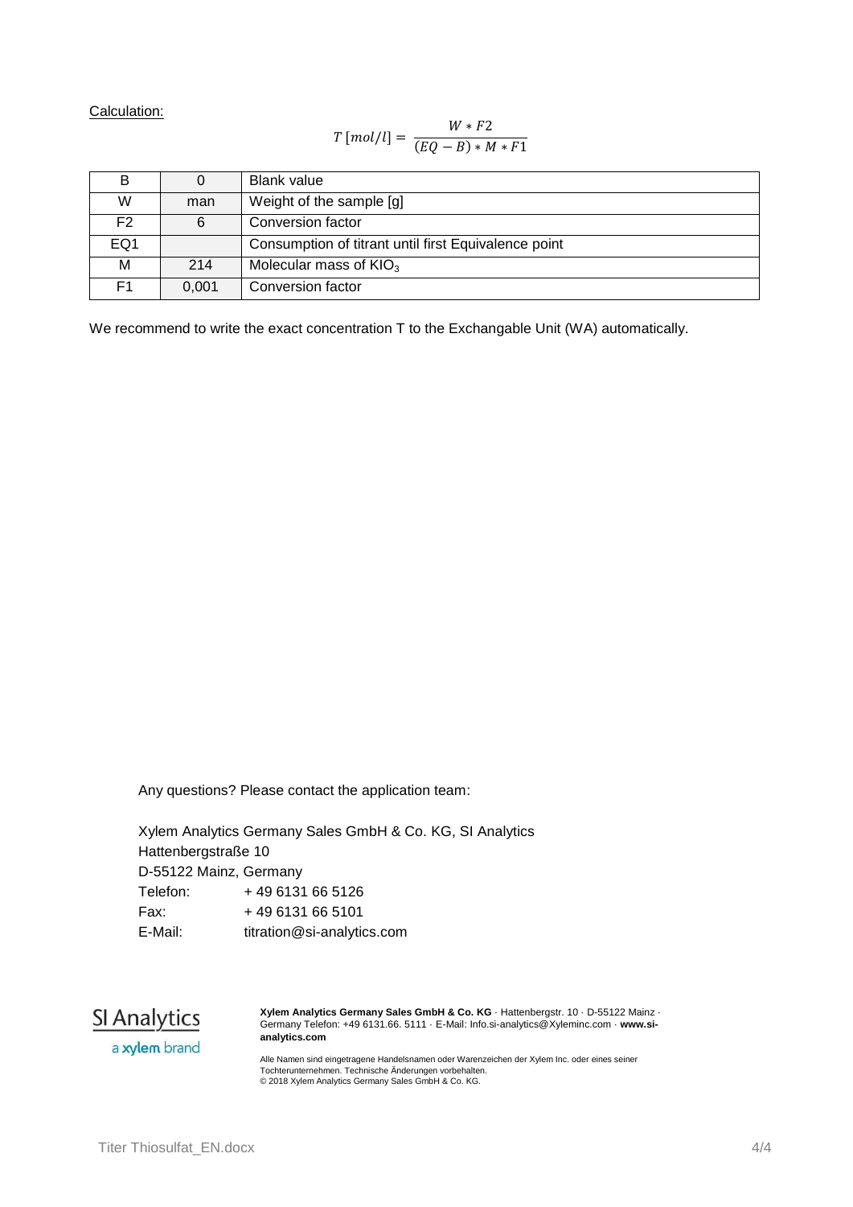Calculation:

$$T\,[mol/l] = \frac{W * F2}{(EQ - B) * M * F1}$$

| | | |
|---|---|---|
| B | 0 | Blank value |
| W | man | Weight of the sample [g] |
| F2 | 6 | Conversion factor |
| EQ1 | | Consumption of titrant until first Equivalence point |
| M | 214 | Molecular mass of $KIO_3$ |
| F1 | 0,001 | Conversion factor |

We recommend to write the exact concentration T to the Exchangable Unit (WA) automatically.

Any questions? Please contact the application team:

Xylem Analytics Germany Sales GmbH & Co. KG, SI Analytics
Hattenbergstraße 10
D-55122 Mainz, Germany
Telefon: + 49 6131 66 5126
Fax: + 49 6131 66 5101
E-Mail: titration@si-analytics.com

SI Analytics
a xylem brand

**Xylem Analytics Germany Sales GmbH & Co. KG** · Hattenbergstr. 10 · D-55122 Mainz · Germany Telefon: +49 6131.66. 5111 · E-Mail: Info.si-analytics@Xyleminc.com · **www.si-analytics.com**

Alle Namen sind eingetragene Handelsnamen oder Warenzeichen der Xylem Inc. oder eines seiner Tochterunternehmen. Technische Änderungen vorbehalten.
© 2018 Xylem Analytics Germany Sales GmbH & Co. KG.